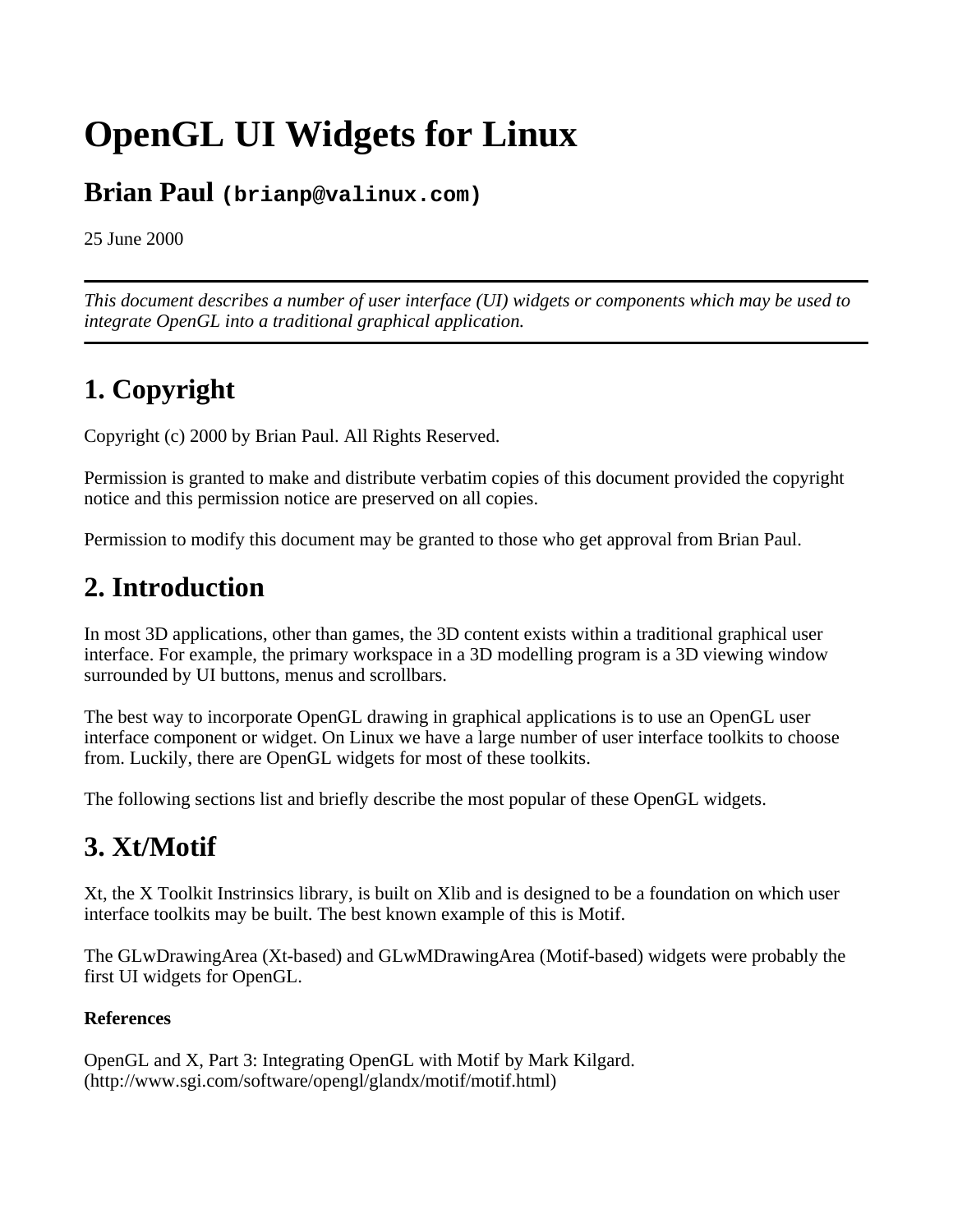# OpenGL UI Widgets for Linux

## Brian Paul `(brianp@valinux.com)`

25 June 2000

---

*This document describes a number of user interface (UI) widgets or components which may be used to integrate OpenGL into a traditional graphical application.*

---

## 1. Copyright

Copyright (c) 2000 by Brian Paul. All Rights Reserved.

Permission is granted to make and distribute verbatim copies of this document provided the copyright notice and this permission notice are preserved on all copies.

Permission to modify this document may be granted to those who get approval from Brian Paul.

## 2. Introduction

In most 3D applications, other than games, the 3D content exists within a traditional graphical user interface. For example, the primary workspace in a 3D modelling program is a 3D viewing window surrounded by UI buttons, menus and scrollbars.

The best way to incorporate OpenGL drawing in graphical applications is to use an OpenGL user interface component or widget. On Linux we have a large number of user interface toolkits to choose from. Luckily, there are OpenGL widgets for most of these toolkits.

The following sections list and briefly describe the most popular of these OpenGL widgets.

## 3. Xt/Motif

Xt, the X Toolkit Instrinsics library, is built on Xlib and is designed to be a foundation on which user interface toolkits may be built. The best known example of this is Motif.

The GLwDrawingArea (Xt-based) and GLwMDrawingArea (Motif-based) widgets were probably the first UI widgets for OpenGL.

**References**

OpenGL and X, Part 3: Integrating OpenGL with Motif by Mark Kilgard. (http://www.sgi.com/software/opengl/glandx/motif/motif.html)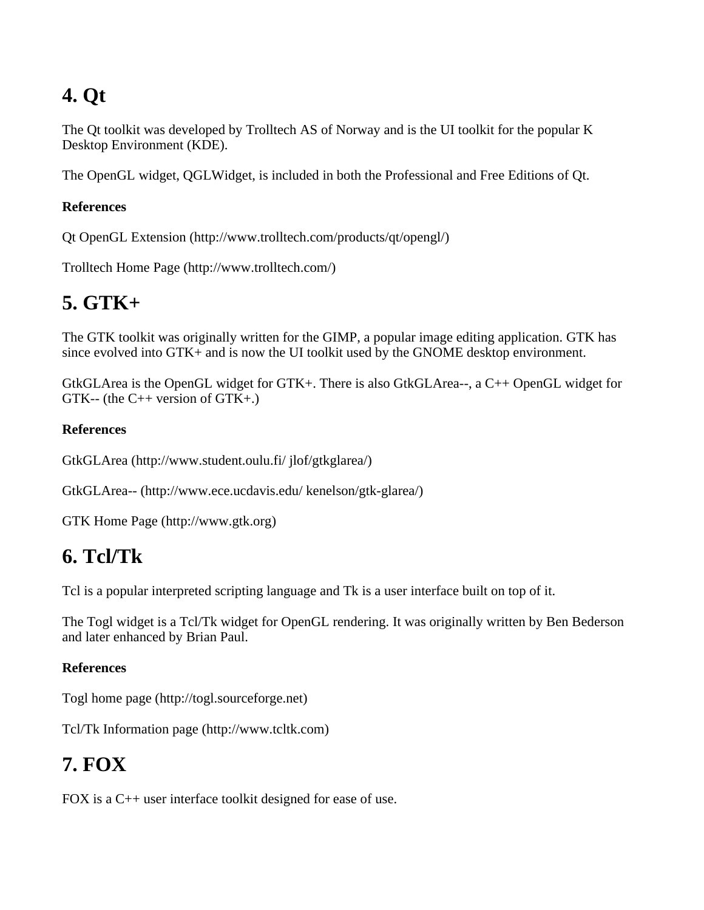## 4. Qt

The Qt toolkit was developed by Trolltech AS of Norway and is the UI toolkit for the popular K Desktop Environment (KDE).

The OpenGL widget, QGLWidget, is included in both the Professional and Free Editions of Qt.

**References**

Qt OpenGL Extension (http://www.trolltech.com/products/qt/opengl/)

Trolltech Home Page (http://www.trolltech.com/)

## 5. GTK+

The GTK toolkit was originally written for the GIMP, a popular image editing application. GTK has since evolved into GTK+ and is now the UI toolkit used by the GNOME desktop environment.

GtkGLArea is the OpenGL widget for GTK+. There is also GtkGLArea--, a C++ OpenGL widget for GTK-- (the C++ version of GTK+.)

**References**

GtkGLArea (http://www.student.oulu.fi/ jlof/gtkglarea/)

GtkGLArea-- (http://www.ece.ucdavis.edu/ kenelson/gtk-glarea/)

GTK Home Page (http://www.gtk.org)

## 6. Tcl/Tk

Tcl is a popular interpreted scripting language and Tk is a user interface built on top of it.

The Togl widget is a Tcl/Tk widget for OpenGL rendering. It was originally written by Ben Bederson and later enhanced by Brian Paul.

**References**

Togl home page (http://togl.sourceforge.net)

Tcl/Tk Information page (http://www.tcltk.com)

## 7. FOX

FOX is a C++ user interface toolkit designed for ease of use.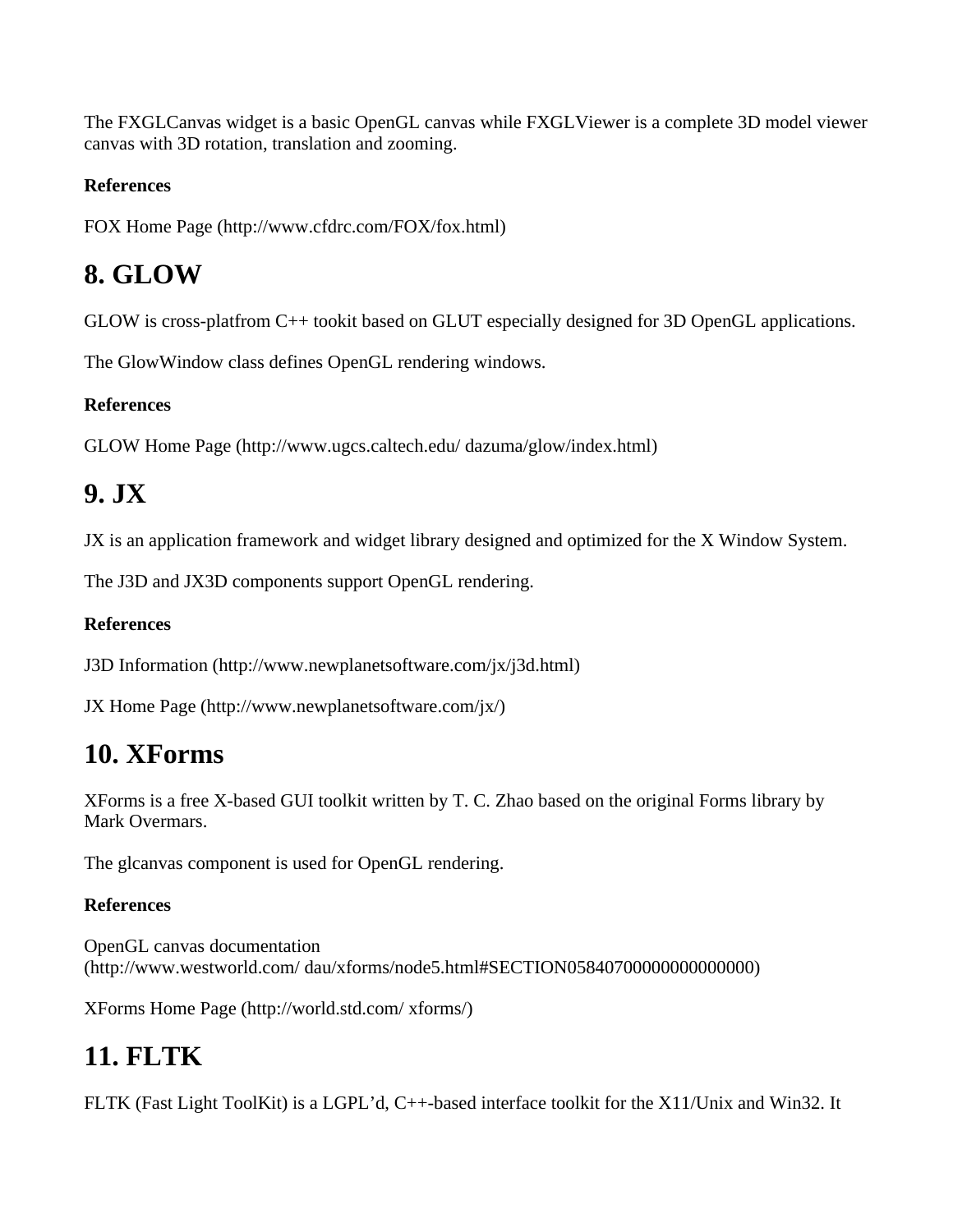The FXGLCanvas widget is a basic OpenGL canvas while FXGLViewer is a complete 3D model viewer canvas with 3D rotation, translation and zooming.

**References**

FOX Home Page (http://www.cfdrc.com/FOX/fox.html)

## 8. GLOW

GLOW is cross-platfrom C++ tookit based on GLUT especially designed for 3D OpenGL applications.

The GlowWindow class defines OpenGL rendering windows.

**References**

GLOW Home Page (http://www.ugcs.caltech.edu/ dazuma/glow/index.html)

## 9. JX

JX is an application framework and widget library designed and optimized for the X Window System.

The J3D and JX3D components support OpenGL rendering.

**References**

J3D Information (http://www.newplanetsoftware.com/jx/j3d.html)

JX Home Page (http://www.newplanetsoftware.com/jx/)

## 10. XForms

XForms is a free X-based GUI toolkit written by T. C. Zhao based on the original Forms library by Mark Overmars.

The glcanvas component is used for OpenGL rendering.

**References**

OpenGL canvas documentation (http://www.westworld.com/ dau/xforms/node5.html#SECTION05840700000000000000)

XForms Home Page (http://world.std.com/ xforms/)

## 11. FLTK

FLTK (Fast Light ToolKit) is a LGPL'd, C++-based interface toolkit for the X11/Unix and Win32. It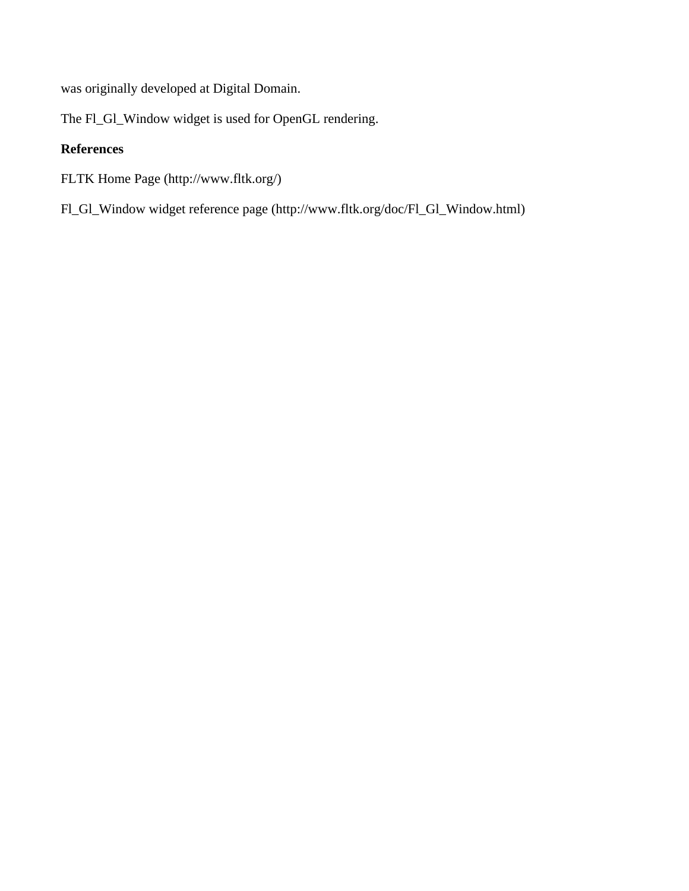was originally developed at Digital Domain.

The Fl_Gl_Window widget is used for OpenGL rendering.

**References**

FLTK Home Page (http://www.fltk.org/)

Fl_Gl_Window widget reference page (http://www.fltk.org/doc/Fl_Gl_Window.html)